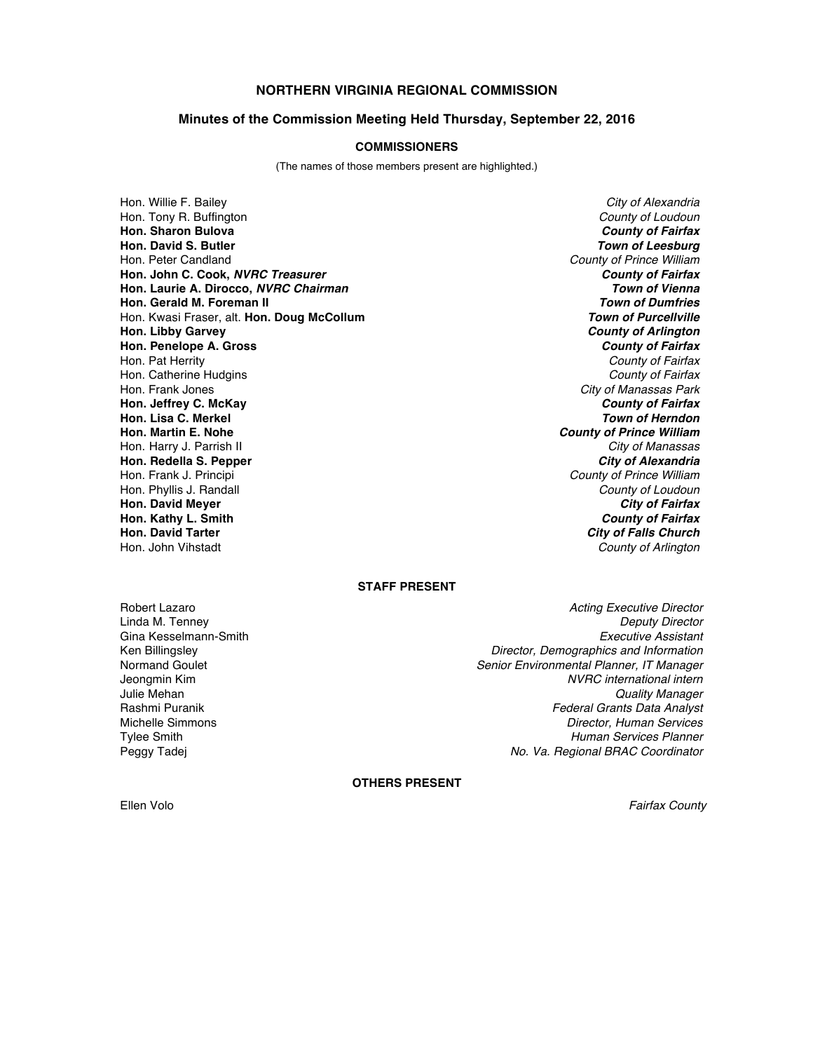# NORTHERN VIRGINIA REGIONAL COMMISSION

## Minutes of the Commission Meeting Held Thursday, September 22, 2016

### COMMISSIONERS

(The names of those members present are highlighted.)

| | |
|---|---|
| Hon. Willie F. Bailey | *City of Alexandria* |
| Hon. Tony R. Buffington | *County of Loudoun* |
| **Hon. Sharon Bulova** | ***County of Fairfax*** |
| **Hon. David S. Butler** | ***Town of Leesburg*** |
| Hon. Peter Candland | *County of Prince William* |
| **Hon. John C. Cook, *NVRC Treasurer*** | ***County of Fairfax*** |
| **Hon. Laurie A. Dirocco, *NVRC Chairman*** | ***Town of Vienna*** |
| **Hon. Gerald M. Foreman II** | ***Town of Dumfries*** |
| Hon. Kwasi Fraser, alt. **Hon. Doug McCollum** | ***Town of Purcellville*** |
| **Hon. Libby Garvey** | ***County of Arlington*** |
| **Hon. Penelope A. Gross** | ***County of Fairfax*** |
| Hon. Pat Herrity | *County of Fairfax* |
| Hon. Catherine Hudgins | *County of Fairfax* |
| Hon. Frank Jones | *City of Manassas Park* |
| **Hon. Jeffrey C. McKay** | ***County of Fairfax*** |
| **Hon. Lisa C. Merkel** | ***Town of Herndon*** |
| **Hon. Martin E. Nohe** | ***County of Prince William*** |
| Hon. Harry J. Parrish II | *City of Manassas* |
| **Hon. Redella S. Pepper** | ***City of Alexandria*** |
| Hon. Frank J. Principi | *County of Prince William* |
| Hon. Phyllis J. Randall | *County of Loudoun* |
| **Hon. David Meyer** | ***City of Fairfax*** |
| **Hon. Kathy L. Smith** | ***County of Fairfax*** |
| **Hon. David Tarter** | ***City of Falls Church*** |
| Hon. John Vihstadt | *County of Arlington* |

### STAFF PRESENT

| | |
|---|---|
| Robert Lazaro | *Acting Executive Director* |
| Linda M. Tenney | *Deputy Director* |
| Gina Kesselmann-Smith | *Executive Assistant* |
| Ken Billingsley | *Director, Demographics and Information* |
| Normand Goulet | *Senior Environmental Planner, IT Manager* |
| Jeongmin Kim | *NVRC international intern* |
| Julie Mehan | *Quality Manager* |
| Rashmi Puranik | *Federal Grants Data Analyst* |
| Michelle Simmons | *Director, Human Services* |
| Tylee Smith | *Human Services Planner* |
| Peggy Tadej | *No. Va. Regional BRAC Coordinator* |

### OTHERS PRESENT

| | |
|---|---|
| Ellen Volo | *Fairfax County* |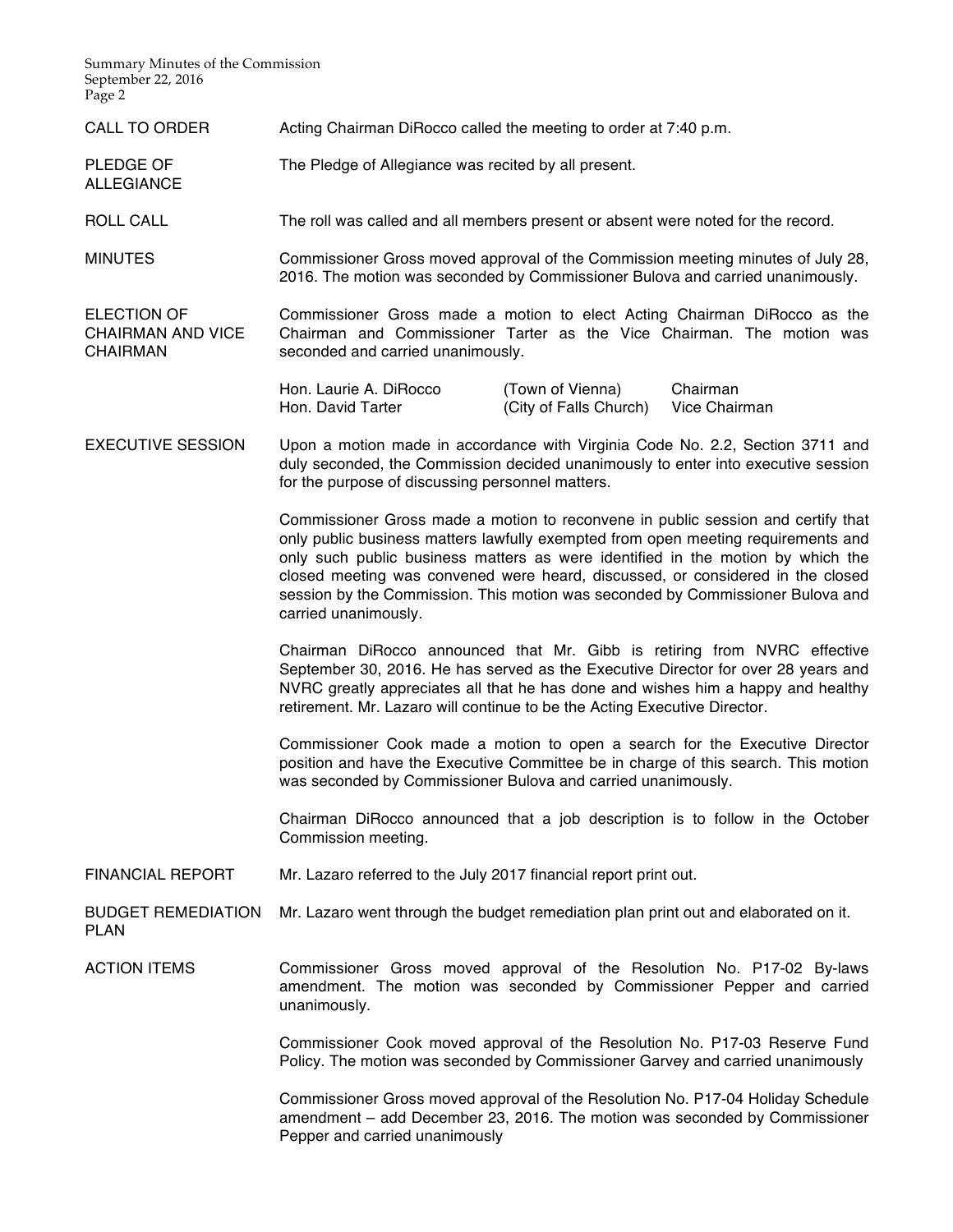**CALL TO ORDER**

Acting Chairman DiRocco called the meeting to order at 7:40 p.m.

**PLEDGE OF ALLEGIANCE**

The Pledge of Allegiance was recited by all present.

**ROLL CALL**

The roll was called and all members present or absent were noted for the record.

**MINUTES**

Commissioner Gross moved approval of the Commission meeting minutes of July 28, 2016. The motion was seconded by Commissioner Bulova and carried unanimously.

**ELECTION OF CHAIRMAN AND VICE CHAIRMAN**

Commissioner Gross made a motion to elect Acting Chairman DiRocco as the Chairman and Commissioner Tarter as the Vice Chairman. The motion was seconded and carried unanimously.

| | | |
|---|---|---|
| Hon. Laurie A. DiRocco | (Town of Vienna) | Chairman |
| Hon. David Tarter | (City of Falls Church) | Vice Chairman |

**EXECUTIVE SESSION**

Upon a motion made in accordance with Virginia Code No. 2.2, Section 3711 and duly seconded, the Commission decided unanimously to enter into executive session for the purpose of discussing personnel matters.

Commissioner Gross made a motion to reconvene in public session and certify that only public business matters lawfully exempted from open meeting requirements and only such public business matters as were identified in the motion by which the closed meeting was convened were heard, discussed, or considered in the closed session by the Commission. This motion was seconded by Commissioner Bulova and carried unanimously.

Chairman DiRocco announced that Mr. Gibb is retiring from NVRC effective September 30, 2016. He has served as the Executive Director for over 28 years and NVRC greatly appreciates all that he has done and wishes him a happy and healthy retirement. Mr. Lazaro will continue to be the Acting Executive Director.

Commissioner Cook made a motion to open a search for the Executive Director position and have the Executive Committee be in charge of this search. This motion was seconded by Commissioner Bulova and carried unanimously.

Chairman DiRocco announced that a job description is to follow in the October Commission meeting.

**FINANCIAL REPORT**

Mr. Lazaro referred to the July 2017 financial report print out.

**BUDGET REMEDIATION PLAN**

Mr. Lazaro went through the budget remediation plan print out and elaborated on it.

**ACTION ITEMS**

Commissioner Gross moved approval of the Resolution No. P17-02 By-laws amendment. The motion was seconded by Commissioner Pepper and carried unanimously.

Commissioner Cook moved approval of the Resolution No. P17-03 Reserve Fund Policy. The motion was seconded by Commissioner Garvey and carried unanimously

Commissioner Gross moved approval of the Resolution No. P17-04 Holiday Schedule amendment – add December 23, 2016. The motion was seconded by Commissioner Pepper and carried unanimously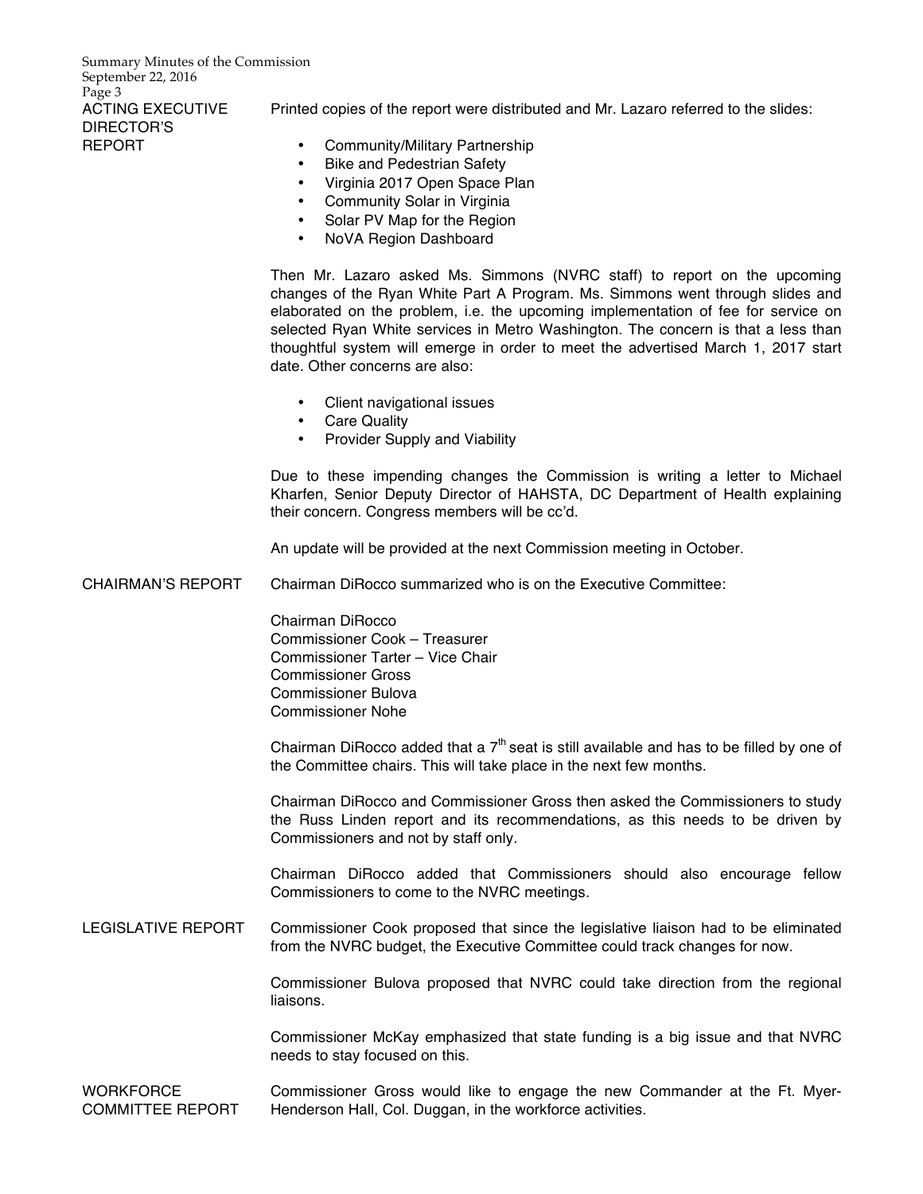## ACTING EXECUTIVE DIRECTOR'S REPORT

Printed copies of the report were distributed and Mr. Lazaro referred to the slides:

- Community/Military Partnership
- Bike and Pedestrian Safety
- Virginia 2017 Open Space Plan
- Community Solar in Virginia
- Solar PV Map for the Region
- NoVA Region Dashboard

Then Mr. Lazaro asked Ms. Simmons (NVRC staff) to report on the upcoming changes of the Ryan White Part A Program. Ms. Simmons went through slides and elaborated on the problem, i.e. the upcoming implementation of fee for service on selected Ryan White services in Metro Washington. The concern is that a less than thoughtful system will emerge in order to meet the advertised March 1, 2017 start date. Other concerns are also:

- Client navigational issues
- Care Quality
- Provider Supply and Viability

Due to these impending changes the Commission is writing a letter to Michael Kharfen, Senior Deputy Director of HAHSTA, DC Department of Health explaining their concern. Congress members will be cc'd.

An update will be provided at the next Commission meeting in October.

## CHAIRMAN'S REPORT

Chairman DiRocco summarized who is on the Executive Committee:

Chairman DiRocco
Commissioner Cook – Treasurer
Commissioner Tarter – Vice Chair
Commissioner Gross
Commissioner Bulova
Commissioner Nohe

Chairman DiRocco added that a 7th seat is still available and has to be filled by one of the Committee chairs. This will take place in the next few months.

Chairman DiRocco and Commissioner Gross then asked the Commissioners to study the Russ Linden report and its recommendations, as this needs to be driven by Commissioners and not by staff only.

Chairman DiRocco added that Commissioners should also encourage fellow Commissioners to come to the NVRC meetings.

## LEGISLATIVE REPORT

Commissioner Cook proposed that since the legislative liaison had to be eliminated from the NVRC budget, the Executive Committee could track changes for now.

Commissioner Bulova proposed that NVRC could take direction from the regional liaisons.

Commissioner McKay emphasized that state funding is a big issue and that NVRC needs to stay focused on this.

## WORKFORCE COMMITTEE REPORT

Commissioner Gross would like to engage the new Commander at the Ft. Myer-Henderson Hall, Col. Duggan, in the workforce activities.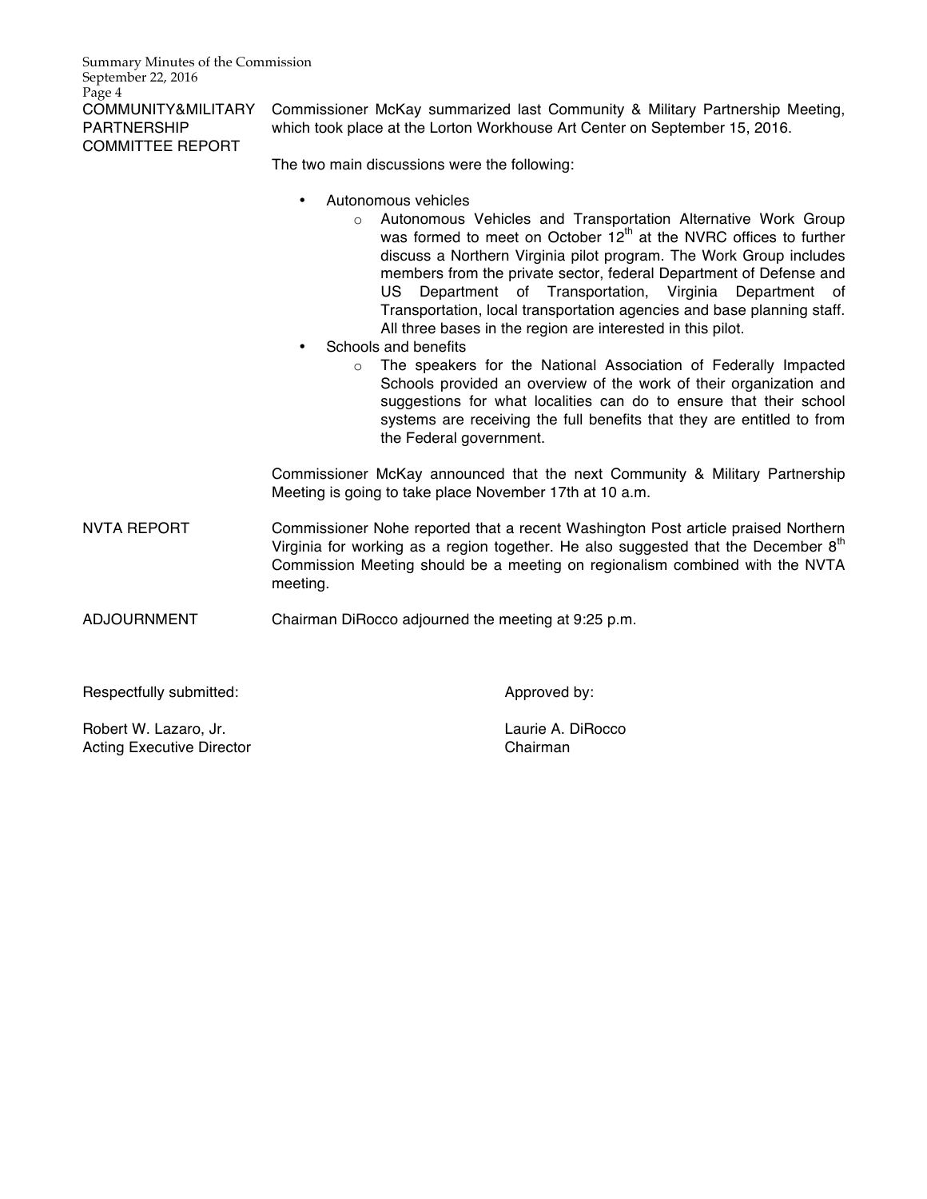**COMMUNITY&MILITARY PARTNERSHIP COMMITTEE REPORT**

Commissioner McKay summarized last Community & Military Partnership Meeting, which took place at the Lorton Workhouse Art Center on September 15, 2016.

The two main discussions were the following:

- Autonomous vehicles
  - Autonomous Vehicles and Transportation Alternative Work Group was formed to meet on October 12th at the NVRC offices to further discuss a Northern Virginia pilot program. The Work Group includes members from the private sector, federal Department of Defense and US Department of Transportation, Virginia Department of Transportation, local transportation agencies and base planning staff. All three bases in the region are interested in this pilot.
- Schools and benefits
  - The speakers for the National Association of Federally Impacted Schools provided an overview of the work of their organization and suggestions for what localities can do to ensure that their school systems are receiving the full benefits that they are entitled to from the Federal government.

Commissioner McKay announced that the next Community & Military Partnership Meeting is going to take place November 17th at 10 a.m.

**NVTA REPORT**

Commissioner Nohe reported that a recent Washington Post article praised Northern Virginia for working as a region together. He also suggested that the December 8th Commission Meeting should be a meeting on regionalism combined with the NVTA meeting.

**ADJOURNMENT**

Chairman DiRocco adjourned the meeting at 9:25 p.m.

Respectfully submitted:

Robert W. Lazaro, Jr.
Acting Executive Director

Approved by:

Laurie A. DiRocco
Chairman